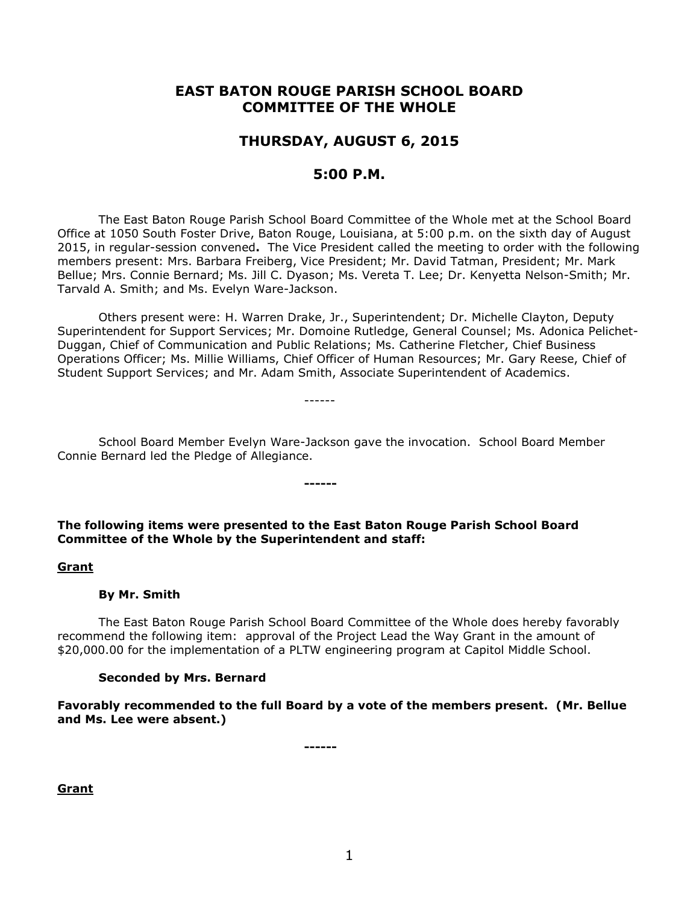# EAST BATON ROUGE PARISH SCHOOL BOARD COMMITTEE OF THE WHOLE

## THURSDAY, AUGUST 6, 2015

## 5:00 P.M.

The East Baton Rouge Parish School Board Committee of the Whole met at the School Board Office at 1050 South Foster Drive, Baton Rouge, Louisiana, at 5:00 p.m. on the sixth day of August 2015, in regular-session convened**.** The Vice President called the meeting to order with the following members present: Mrs. Barbara Freiberg, Vice President; Mr. David Tatman, President; Mr. Mark Bellue; Mrs. Connie Bernard; Ms. Jill C. Dyason; Ms. Vereta T. Lee; Dr. Kenyetta Nelson-Smith; Mr. Tarvald A. Smith; and Ms. Evelyn Ware-Jackson.

Others present were: H. Warren Drake, Jr., Superintendent; Dr. Michelle Clayton, Deputy Superintendent for Support Services; Mr. Domoine Rutledge, General Counsel; Ms. Adonica Pelichet-Duggan, Chief of Communication and Public Relations; Ms. Catherine Fletcher, Chief Business Operations Officer; Ms. Millie Williams, Chief Officer of Human Resources; Mr. Gary Reese, Chief of Student Support Services; and Mr. Adam Smith, Associate Superintendent of Academics.

------

School Board Member Evelyn Ware-Jackson gave the invocation. School Board Member Connie Bernard led the Pledge of Allegiance.

**------**

**The following items were presented to the East Baton Rouge Parish School Board Committee of the Whole by the Superintendent and staff:**

**Grant**

**By Mr. Smith**

The East Baton Rouge Parish School Board Committee of the Whole does hereby favorably recommend the following item: approval of the Project Lead the Way Grant in the amount of $20,000.00 for the implementation of a PLTW engineering program at Capitol Middle School.

**Seconded by Mrs. Bernard**

**Favorably recommended to the full Board by a vote of the members present. (Mr. Bellue and Ms. Lee were absent.)**

**------**

**Grant**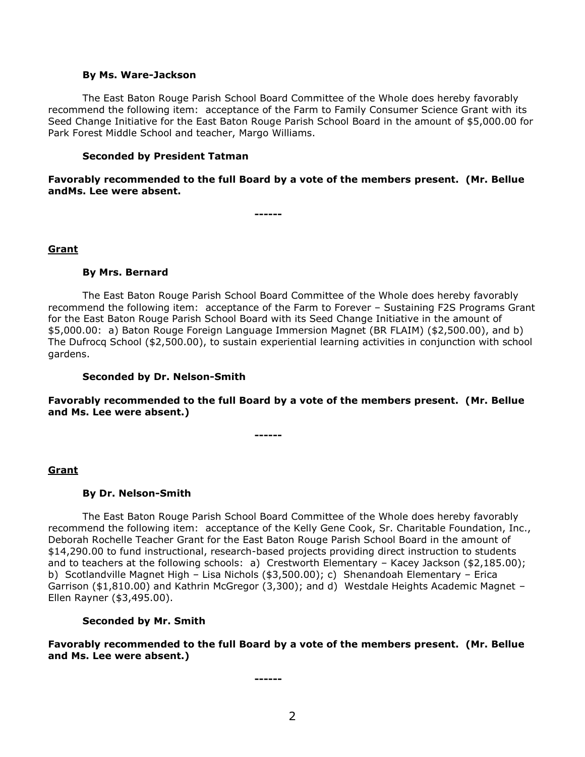**By Ms. Ware-Jackson**

The East Baton Rouge Parish School Board Committee of the Whole does hereby favorably recommend the following item: acceptance of the Farm to Family Consumer Science Grant with its Seed Change Initiative for the East Baton Rouge Parish School Board in the amount of $5,000.00 for Park Forest Middle School and teacher, Margo Williams.

**Seconded by President Tatman**

**Favorably recommended to the full Board by a vote of the members present. (Mr. Bellue andMs. Lee were absent.**

**------**

**Grant**

**By Mrs. Bernard**

The East Baton Rouge Parish School Board Committee of the Whole does hereby favorably recommend the following item: acceptance of the Farm to Forever – Sustaining F2S Programs Grant for the East Baton Rouge Parish School Board with its Seed Change Initiative in the amount of $5,000.00: a) Baton Rouge Foreign Language Immersion Magnet (BR FLAIM) ($2,500.00), and b) The Dufrocq School ($2,500.00), to sustain experiential learning activities in conjunction with school gardens.

**Seconded by Dr. Nelson-Smith**

**Favorably recommended to the full Board by a vote of the members present. (Mr. Bellue and Ms. Lee were absent.)**

**------**

**Grant**

**By Dr. Nelson-Smith**

The East Baton Rouge Parish School Board Committee of the Whole does hereby favorably recommend the following item: acceptance of the Kelly Gene Cook, Sr. Charitable Foundation, Inc., Deborah Rochelle Teacher Grant for the East Baton Rouge Parish School Board in the amount of $14,290.00 to fund instructional, research-based projects providing direct instruction to students and to teachers at the following schools: a) Crestworth Elementary – Kacey Jackson ($2,185.00); b) Scotlandville Magnet High – Lisa Nichols ($3,500.00); c) Shenandoah Elementary – Erica Garrison ($1,810.00) and Kathrin McGregor (3,300); and d) Westdale Heights Academic Magnet – Ellen Rayner ($3,495.00).

**Seconded by Mr. Smith**

**Favorably recommended to the full Board by a vote of the members present. (Mr. Bellue and Ms. Lee were absent.)**

**------**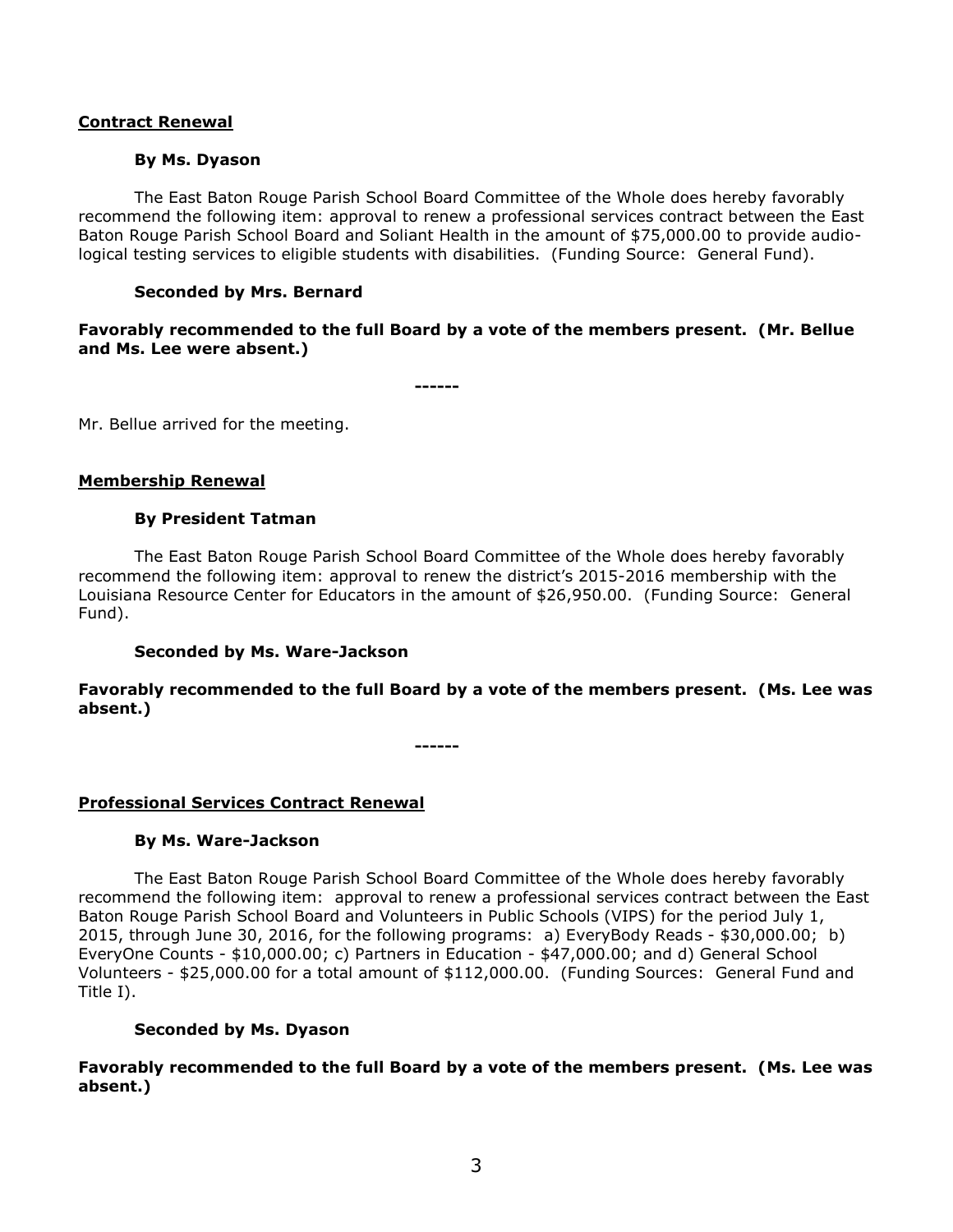**Contract Renewal**

**By Ms. Dyason**

The East Baton Rouge Parish School Board Committee of the Whole does hereby favorably recommend the following item: approval to renew a professional services contract between the East Baton Rouge Parish School Board and Soliant Health in the amount of $75,000.00 to provide audiological testing services to eligible students with disabilities. (Funding Source: General Fund).

**Seconded by Mrs. Bernard**

**Favorably recommended to the full Board by a vote of the members present. (Mr. Bellue and Ms. Lee were absent.)**

------

Mr. Bellue arrived for the meeting.

**Membership Renewal**

**By President Tatman**

The East Baton Rouge Parish School Board Committee of the Whole does hereby favorably recommend the following item: approval to renew the district's 2015-2016 membership with the Louisiana Resource Center for Educators in the amount of $26,950.00. (Funding Source: General Fund).

**Seconded by Ms. Ware-Jackson**

**Favorably recommended to the full Board by a vote of the members present. (Ms. Lee was absent.)**

------

**Professional Services Contract Renewal**

**By Ms. Ware-Jackson**

The East Baton Rouge Parish School Board Committee of the Whole does hereby favorably recommend the following item: approval to renew a professional services contract between the East Baton Rouge Parish School Board and Volunteers in Public Schools (VIPS) for the period July 1, 2015, through June 30, 2016, for the following programs: a) EveryBody Reads - $30,000.00; b) EveryOne Counts - $10,000.00; c) Partners in Education - $47,000.00; and d) General School Volunteers - $25,000.00 for a total amount of $112,000.00. (Funding Sources: General Fund and Title I).

**Seconded by Ms. Dyason**

**Favorably recommended to the full Board by a vote of the members present. (Ms. Lee was absent.)**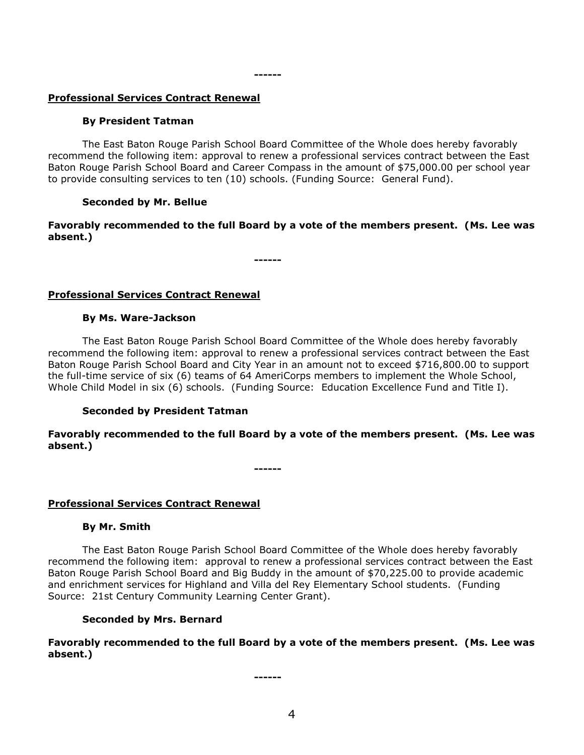------

**Professional Services Contract Renewal**

**By President Tatman**

The East Baton Rouge Parish School Board Committee of the Whole does hereby favorably recommend the following item: approval to renew a professional services contract between the East Baton Rouge Parish School Board and Career Compass in the amount of $75,000.00 per school year to provide consulting services to ten (10) schools. (Funding Source: General Fund).

**Seconded by Mr. Bellue**

**Favorably recommended to the full Board by a vote of the members present. (Ms. Lee was absent.)**

------

**Professional Services Contract Renewal**

**By Ms. Ware-Jackson**

The East Baton Rouge Parish School Board Committee of the Whole does hereby favorably recommend the following item: approval to renew a professional services contract between the East Baton Rouge Parish School Board and City Year in an amount not to exceed $716,800.00 to support the full-time service of six (6) teams of 64 AmeriCorps members to implement the Whole School, Whole Child Model in six (6) schools. (Funding Source: Education Excellence Fund and Title I).

**Seconded by President Tatman**

**Favorably recommended to the full Board by a vote of the members present. (Ms. Lee was absent.)**

------

**Professional Services Contract Renewal**

**By Mr. Smith**

The East Baton Rouge Parish School Board Committee of the Whole does hereby favorably recommend the following item: approval to renew a professional services contract between the East Baton Rouge Parish School Board and Big Buddy in the amount of $70,225.00 to provide academic and enrichment services for Highland and Villa del Rey Elementary School students. (Funding Source: 21st Century Community Learning Center Grant).

**Seconded by Mrs. Bernard**

**Favorably recommended to the full Board by a vote of the members present. (Ms. Lee was absent.)**

------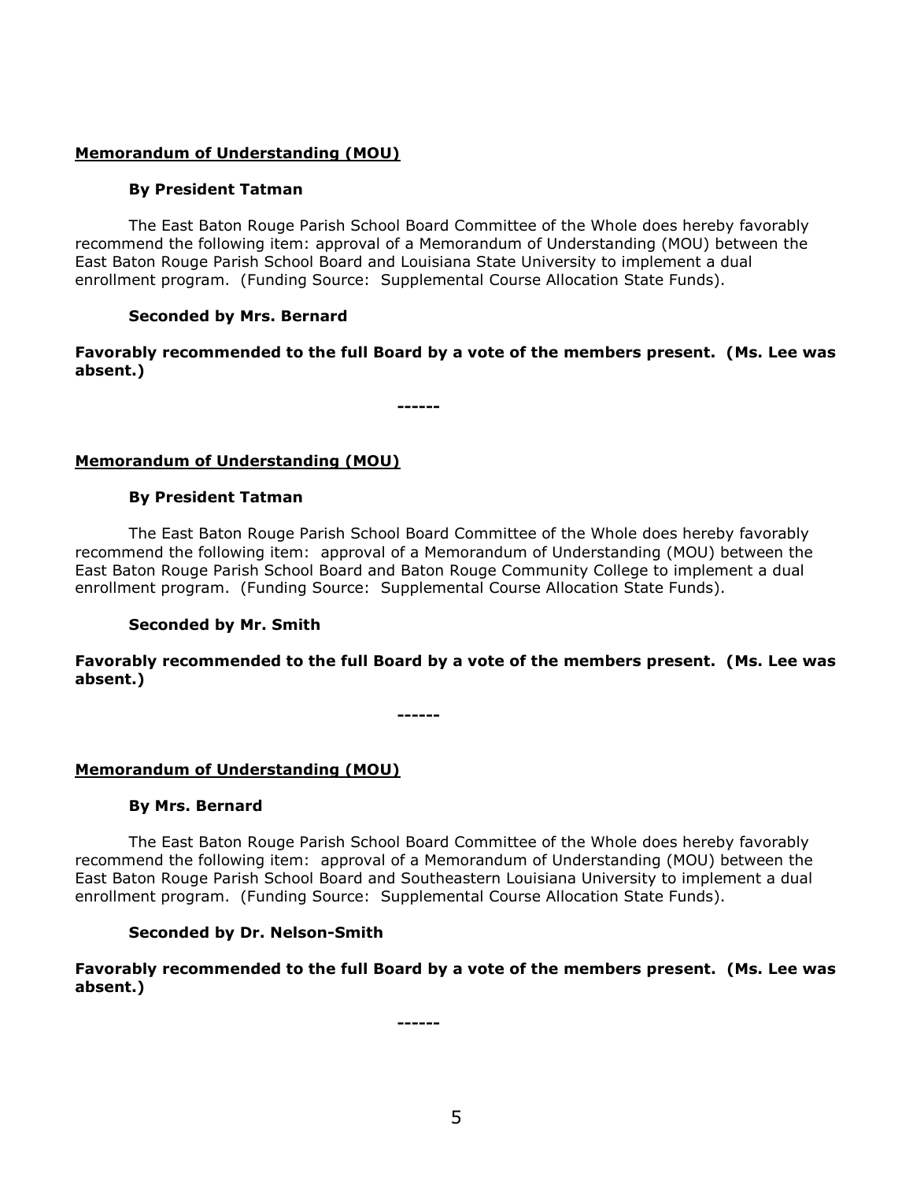**<u>Memorandum of Understanding (MOU)</u>**

**By President Tatman**

The East Baton Rouge Parish School Board Committee of the Whole does hereby favorably recommend the following item: approval of a Memorandum of Understanding (MOU) between the East Baton Rouge Parish School Board and Louisiana State University to implement a dual enrollment program. (Funding Source: Supplemental Course Allocation State Funds).

**Seconded by Mrs. Bernard**

**Favorably recommended to the full Board by a vote of the members present. (Ms. Lee was absent.)**

------

**<u>Memorandum of Understanding (MOU)</u>**

**By President Tatman**

The East Baton Rouge Parish School Board Committee of the Whole does hereby favorably recommend the following item: approval of a Memorandum of Understanding (MOU) between the East Baton Rouge Parish School Board and Baton Rouge Community College to implement a dual enrollment program. (Funding Source: Supplemental Course Allocation State Funds).

**Seconded by Mr. Smith**

**Favorably recommended to the full Board by a vote of the members present. (Ms. Lee was absent.)**

------

**<u>Memorandum of Understanding (MOU)</u>**

**By Mrs. Bernard**

The East Baton Rouge Parish School Board Committee of the Whole does hereby favorably recommend the following item: approval of a Memorandum of Understanding (MOU) between the East Baton Rouge Parish School Board and Southeastern Louisiana University to implement a dual enrollment program. (Funding Source: Supplemental Course Allocation State Funds).

**Seconded by Dr. Nelson-Smith**

**Favorably recommended to the full Board by a vote of the members present. (Ms. Lee was absent.)**

------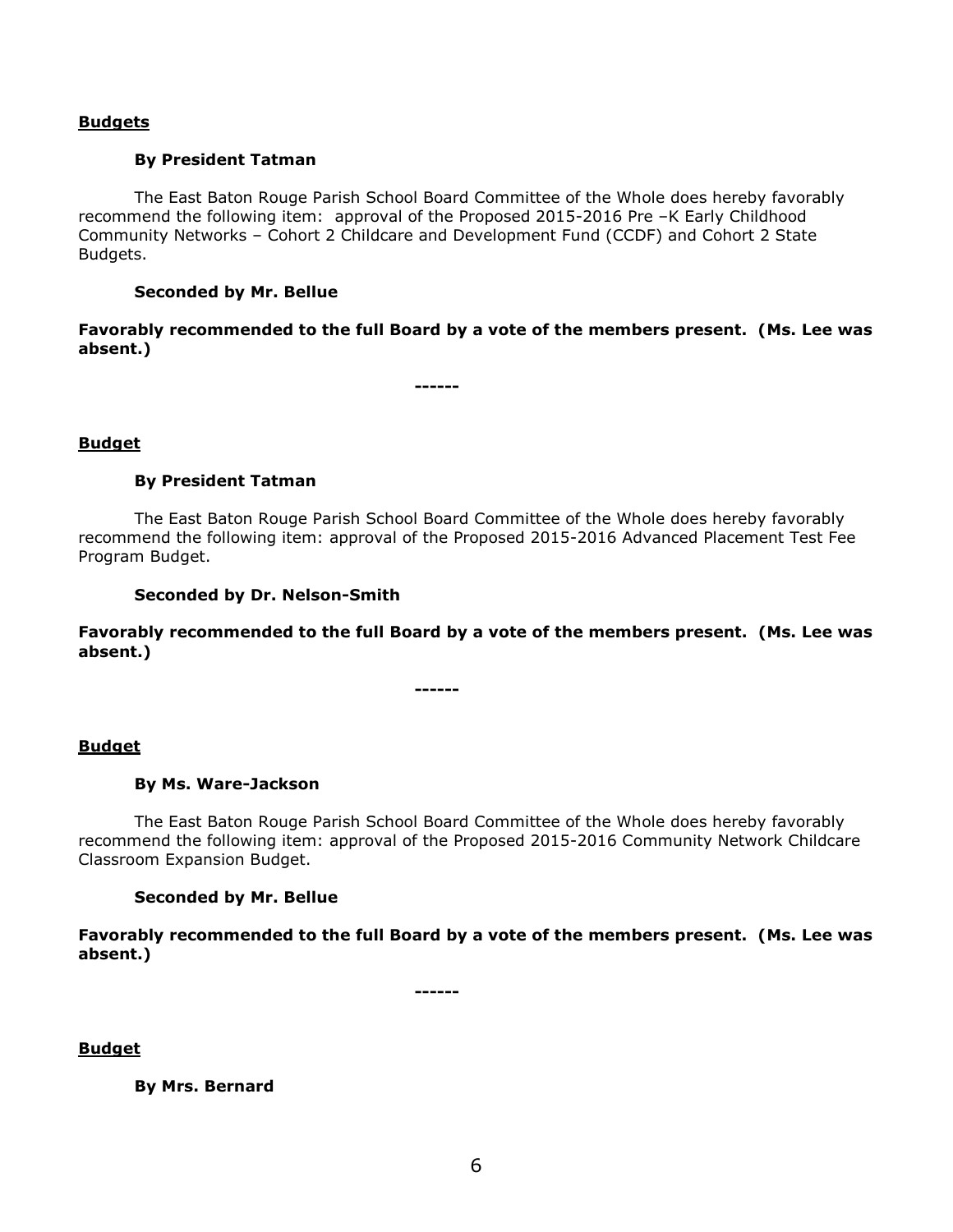**Budgets**

**By President Tatman**

The East Baton Rouge Parish School Board Committee of the Whole does hereby favorably recommend the following item: approval of the Proposed 2015-2016 Pre –K Early Childhood Community Networks – Cohort 2 Childcare and Development Fund (CCDF) and Cohort 2 State Budgets.

**Seconded by Mr. Bellue**

**Favorably recommended to the full Board by a vote of the members present. (Ms. Lee was absent.)**

**------**

**Budget**

**By President Tatman**

The East Baton Rouge Parish School Board Committee of the Whole does hereby favorably recommend the following item: approval of the Proposed 2015-2016 Advanced Placement Test Fee Program Budget.

**Seconded by Dr. Nelson-Smith**

**Favorably recommended to the full Board by a vote of the members present. (Ms. Lee was absent.)**

**------**

**Budget**

**By Ms. Ware-Jackson**

The East Baton Rouge Parish School Board Committee of the Whole does hereby favorably recommend the following item: approval of the Proposed 2015-2016 Community Network Childcare Classroom Expansion Budget.

**Seconded by Mr. Bellue**

**Favorably recommended to the full Board by a vote of the members present. (Ms. Lee was absent.)**

**------**

**Budget**

**By Mrs. Bernard**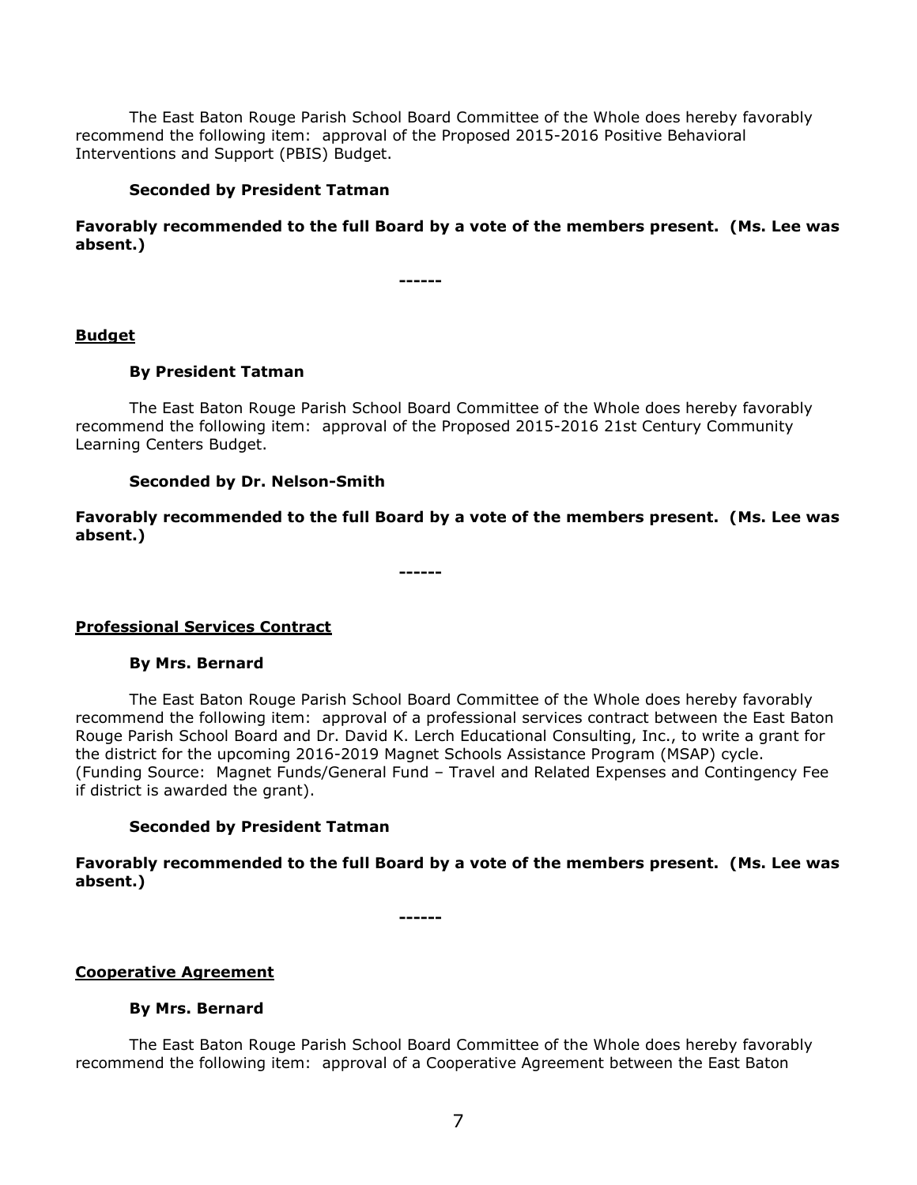The East Baton Rouge Parish School Board Committee of the Whole does hereby favorably recommend the following item: approval of the Proposed 2015-2016 Positive Behavioral Interventions and Support (PBIS) Budget.

**Seconded by President Tatman**

**Favorably recommended to the full Board by a vote of the members present. (Ms. Lee was absent.)**

**------**

**Budget**

**By President Tatman**

The East Baton Rouge Parish School Board Committee of the Whole does hereby favorably recommend the following item: approval of the Proposed 2015-2016 21st Century Community Learning Centers Budget.

**Seconded by Dr. Nelson-Smith**

**Favorably recommended to the full Board by a vote of the members present. (Ms. Lee was absent.)**

**------**

**Professional Services Contract**

**By Mrs. Bernard**

The East Baton Rouge Parish School Board Committee of the Whole does hereby favorably recommend the following item: approval of a professional services contract between the East Baton Rouge Parish School Board and Dr. David K. Lerch Educational Consulting, Inc., to write a grant for the district for the upcoming 2016-2019 Magnet Schools Assistance Program (MSAP) cycle. (Funding Source: Magnet Funds/General Fund – Travel and Related Expenses and Contingency Fee if district is awarded the grant).

**Seconded by President Tatman**

**Favorably recommended to the full Board by a vote of the members present. (Ms. Lee was absent.)**

**------**

**Cooperative Agreement**

**By Mrs. Bernard**

The East Baton Rouge Parish School Board Committee of the Whole does hereby favorably recommend the following item: approval of a Cooperative Agreement between the East Baton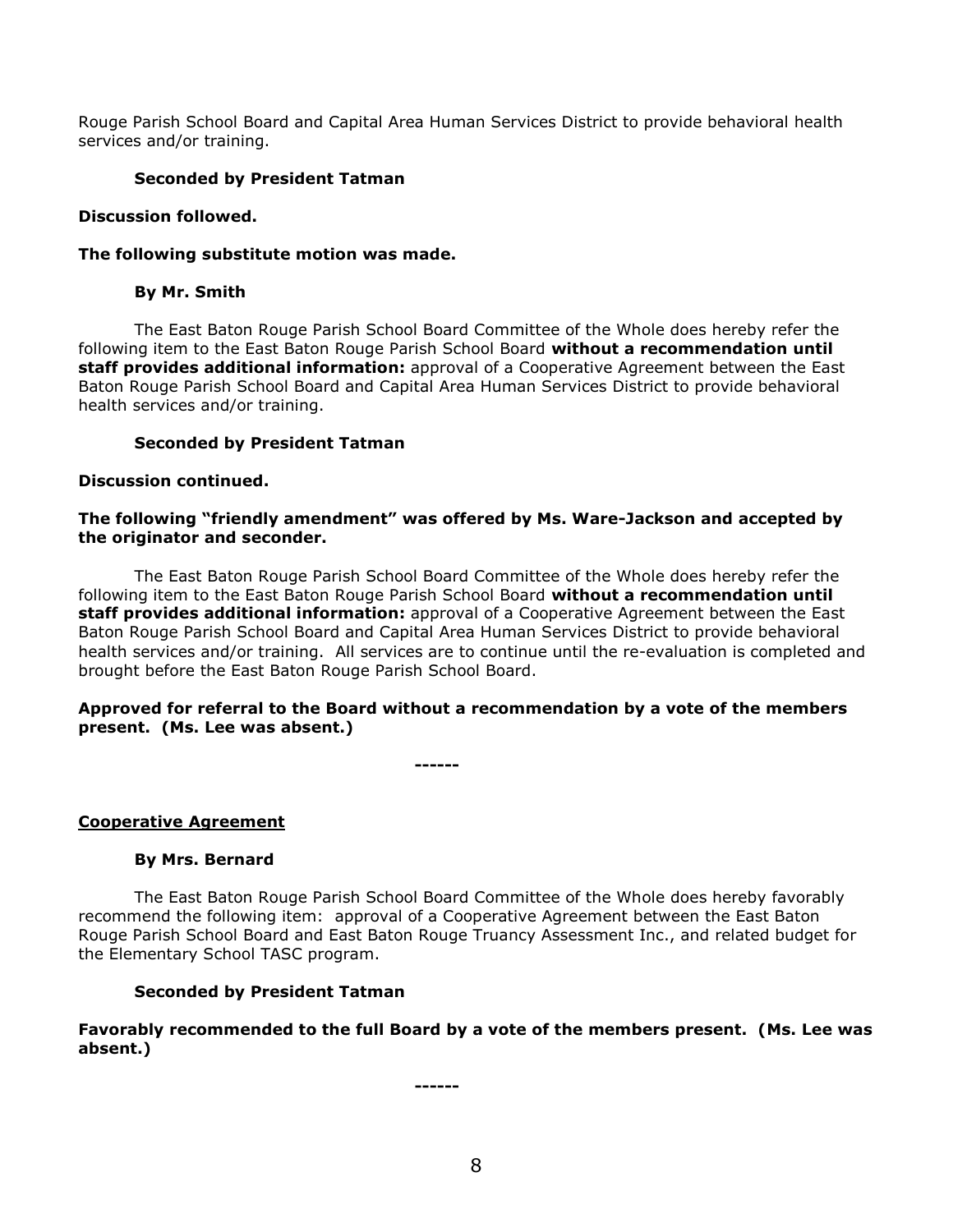Rouge Parish School Board and Capital Area Human Services District to provide behavioral health services and/or training.

**Seconded by President Tatman**

**Discussion followed.**

**The following substitute motion was made.**

**By Mr. Smith**

The East Baton Rouge Parish School Board Committee of the Whole does hereby refer the following item to the East Baton Rouge Parish School Board **without a recommendation until staff provides additional information:** approval of a Cooperative Agreement between the East Baton Rouge Parish School Board and Capital Area Human Services District to provide behavioral health services and/or training.

**Seconded by President Tatman**

**Discussion continued.**

**The following "friendly amendment" was offered by Ms. Ware-Jackson and accepted by the originator and seconder.**

The East Baton Rouge Parish School Board Committee of the Whole does hereby refer the following item to the East Baton Rouge Parish School Board **without a recommendation until staff provides additional information:** approval of a Cooperative Agreement between the East Baton Rouge Parish School Board and Capital Area Human Services District to provide behavioral health services and/or training. All services are to continue until the re-evaluation is completed and brought before the East Baton Rouge Parish School Board.

**Approved for referral to the Board without a recommendation by a vote of the members present. (Ms. Lee was absent.)**

------

<u>**Cooperative Agreement**</u>

**By Mrs. Bernard**

The East Baton Rouge Parish School Board Committee of the Whole does hereby favorably recommend the following item: approval of a Cooperative Agreement between the East Baton Rouge Parish School Board and East Baton Rouge Truancy Assessment Inc., and related budget for the Elementary School TASC program.

**Seconded by President Tatman**

**Favorably recommended to the full Board by a vote of the members present. (Ms. Lee was absent.)**

------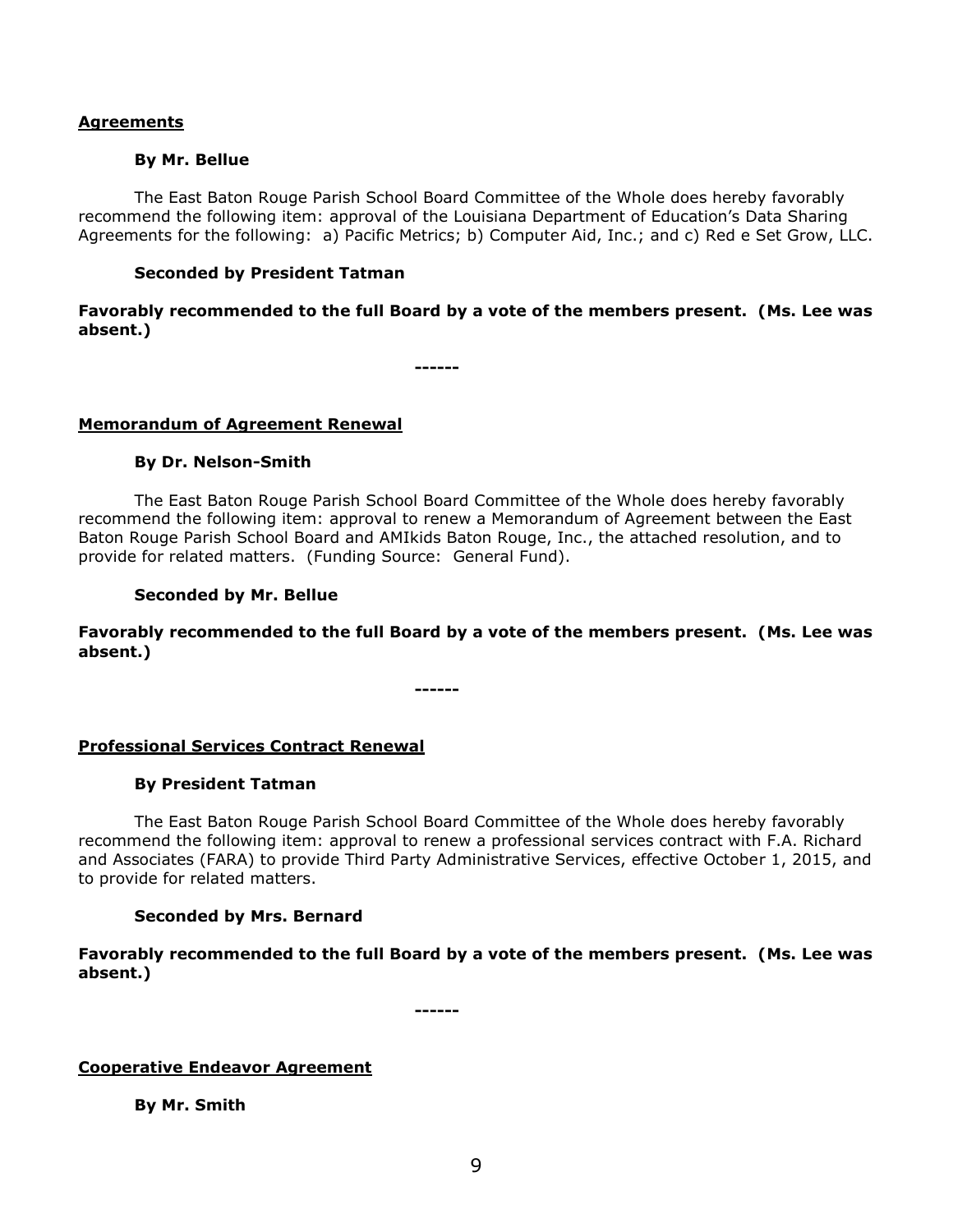**Agreements**

**By Mr. Bellue**

The East Baton Rouge Parish School Board Committee of the Whole does hereby favorably recommend the following item: approval of the Louisiana Department of Education's Data Sharing Agreements for the following: a) Pacific Metrics; b) Computer Aid, Inc.; and c) Red e Set Grow, LLC.

**Seconded by President Tatman**

**Favorably recommended to the full Board by a vote of the members present. (Ms. Lee was absent.)**

------

**Memorandum of Agreement Renewal**

**By Dr. Nelson-Smith**

The East Baton Rouge Parish School Board Committee of the Whole does hereby favorably recommend the following item: approval to renew a Memorandum of Agreement between the East Baton Rouge Parish School Board and AMIkids Baton Rouge, Inc., the attached resolution, and to provide for related matters. (Funding Source: General Fund).

**Seconded by Mr. Bellue**

**Favorably recommended to the full Board by a vote of the members present. (Ms. Lee was absent.)**

------

**Professional Services Contract Renewal**

**By President Tatman**

The East Baton Rouge Parish School Board Committee of the Whole does hereby favorably recommend the following item: approval to renew a professional services contract with F.A. Richard and Associates (FARA) to provide Third Party Administrative Services, effective October 1, 2015, and to provide for related matters.

**Seconded by Mrs. Bernard**

**Favorably recommended to the full Board by a vote of the members present. (Ms. Lee was absent.)**

------

**Cooperative Endeavor Agreement**

**By Mr. Smith**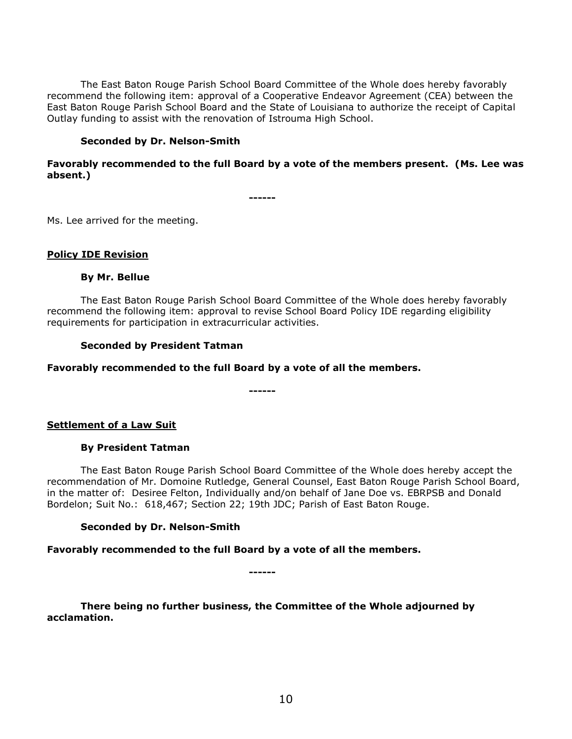The East Baton Rouge Parish School Board Committee of the Whole does hereby favorably recommend the following item: approval of a Cooperative Endeavor Agreement (CEA) between the East Baton Rouge Parish School Board and the State of Louisiana to authorize the receipt of Capital Outlay funding to assist with the renovation of Istrouma High School.

**Seconded by Dr. Nelson-Smith**

**Favorably recommended to the full Board by a vote of the members present. (Ms. Lee was absent.)**

**------**

Ms. Lee arrived for the meeting.

**Policy IDE Revision**

**By Mr. Bellue**

The East Baton Rouge Parish School Board Committee of the Whole does hereby favorably recommend the following item: approval to revise School Board Policy IDE regarding eligibility requirements for participation in extracurricular activities.

**Seconded by President Tatman**

**Favorably recommended to the full Board by a vote of all the members.**

**------**

**Settlement of a Law Suit**

**By President Tatman**

The East Baton Rouge Parish School Board Committee of the Whole does hereby accept the recommendation of Mr. Domoine Rutledge, General Counsel, East Baton Rouge Parish School Board, in the matter of: Desiree Felton, Individually and/on behalf of Jane Doe vs. EBRPSB and Donald Bordelon; Suit No.: 618,467; Section 22; 19th JDC; Parish of East Baton Rouge.

**Seconded by Dr. Nelson-Smith**

**Favorably recommended to the full Board by a vote of all the members.**

**------**

**There being no further business, the Committee of the Whole adjourned by acclamation.**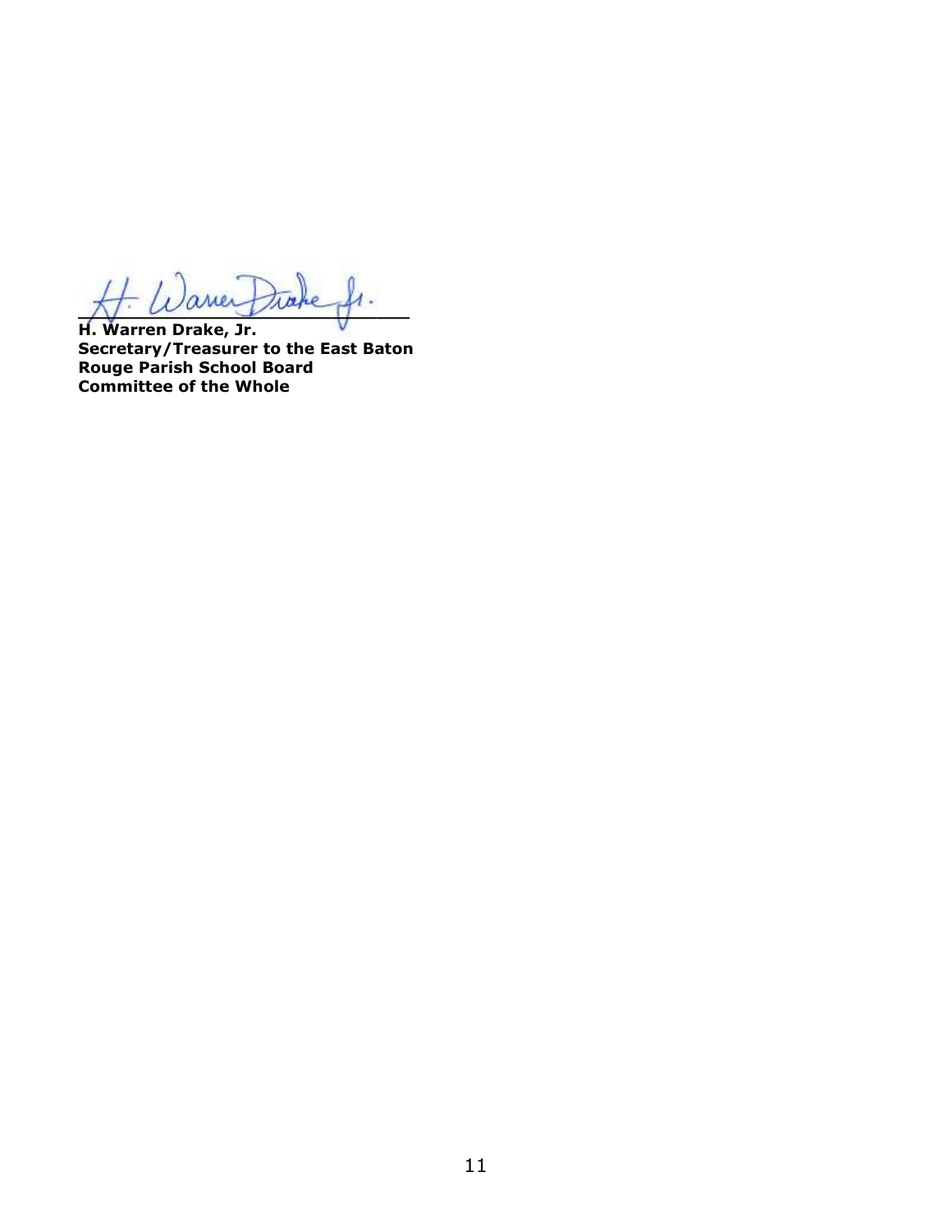**H. Warren Drake, Jr.**
**Secretary/Treasurer to the East Baton Rouge Parish School Board Committee of the Whole**